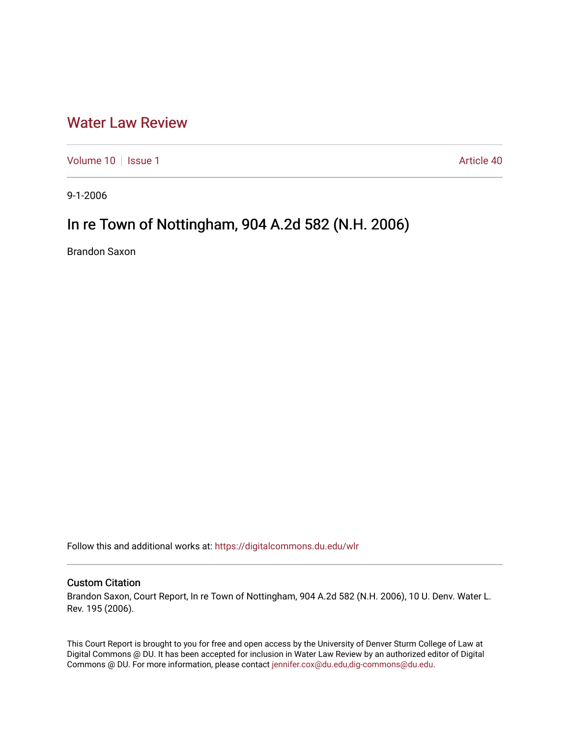# Water Law Review

Volume 10 | Issue 1 Article 40

9-1-2006

## In re Town of Nottingham, 904 A.2d 582 (N.H. 2006)

Brandon Saxon

Follow this and additional works at: https://digitalcommons.du.edu/wlr

### Custom Citation

Brandon Saxon, Court Report, In re Town of Nottingham, 904 A.2d 582 (N.H. 2006), 10 U. Denv. Water L. Rev. 195 (2006).

This Court Report is brought to you for free and open access by the University of Denver Sturm College of Law at Digital Commons @ DU. It has been accepted for inclusion in Water Law Review by an authorized editor of Digital Commons @ DU. For more information, please contact jennifer.cox@du.edu,dig-commons@du.edu.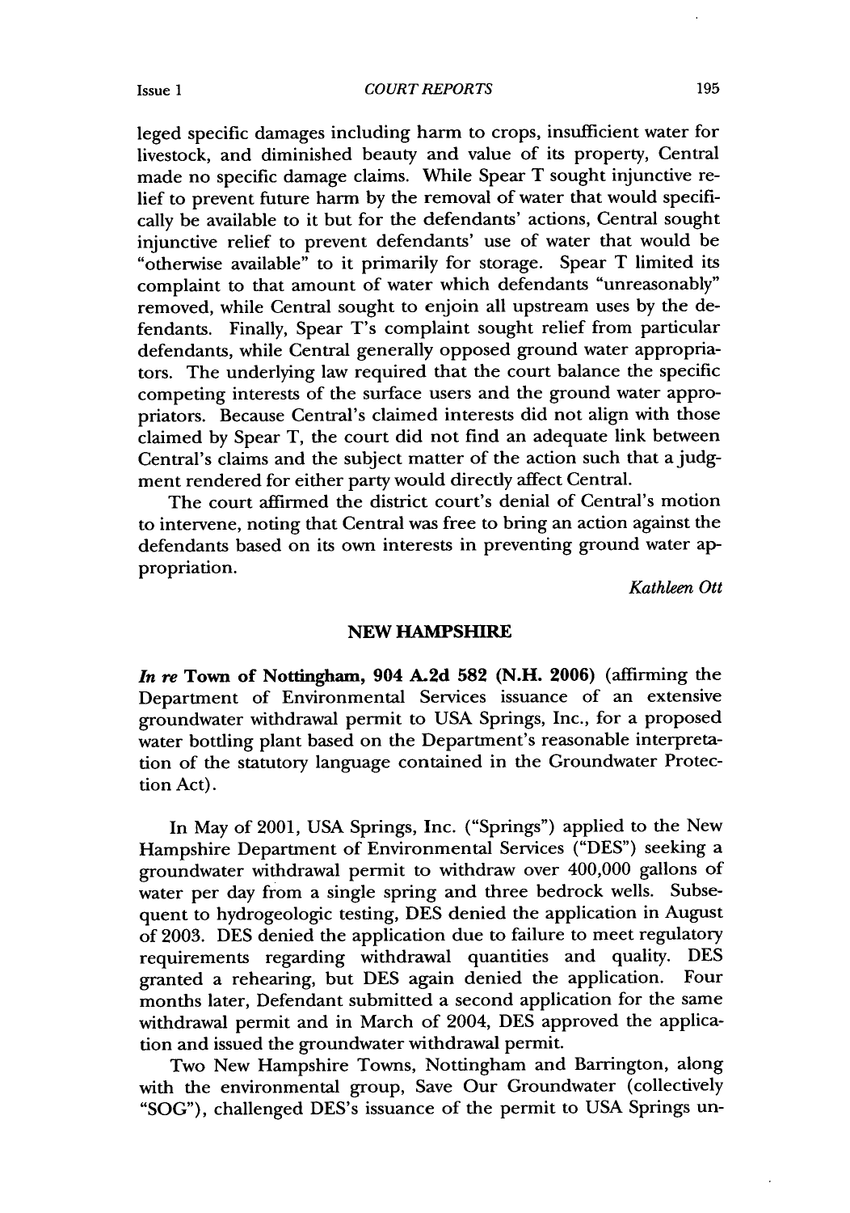leged specific damages including harm to crops, insufficient water for livestock, and diminished beauty and value of its property, Central made no specific damage claims. While Spear T sought injunctive relief to prevent future harm by the removal of water that would specifically be available to it but for the defendants' actions, Central sought injunctive relief to prevent defendants' use of water that would be "otherwise available" to it primarily for storage. Spear T limited its complaint to that amount of water which defendants "unreasonably" removed, while Central sought to enjoin all upstream uses by the defendants. Finally, Spear T's complaint sought relief from particular defendants, while Central generally opposed ground water appropriators. The underlying law required that the court balance the specific competing interests of the surface users and the ground water appropriators. Because Central's claimed interests did not align with those claimed by Spear T, the court did not find an adequate link between Central's claims and the subject matter of the action such that a judgment rendered for either party would directly affect Central.

The court affirmed the district court's denial of Central's motion to intervene, noting that Central was free to bring an action against the defendants based on its own interests in preventing ground water appropriation.

*Kathleen Ott*

## NEW HAMPSHIRE

***In re* Town of Nottingham, 904 A.2d 582 (N.H. 2006)** (affirming the Department of Environmental Services issuance of an extensive groundwater withdrawal permit to USA Springs, Inc., for a proposed water bottling plant based on the Department's reasonable interpretation of the statutory language contained in the Groundwater Protection Act).

In May of 2001, USA Springs, Inc. ("Springs") applied to the New Hampshire Department of Environmental Services ("DES") seeking a groundwater withdrawal permit to withdraw over 400,000 gallons of water per day from a single spring and three bedrock wells. Subsequent to hydrogeologic testing, DES denied the application in August of 2003. DES denied the application due to failure to meet regulatory requirements regarding withdrawal quantities and quality. DES granted a rehearing, but DES again denied the application. Four months later, Defendant submitted a second application for the same withdrawal permit and in March of 2004, DES approved the application and issued the groundwater withdrawal permit.

Two New Hampshire Towns, Nottingham and Barrington, along with the environmental group, Save Our Groundwater (collectively "SOG"), challenged DES's issuance of the permit to USA Springs un-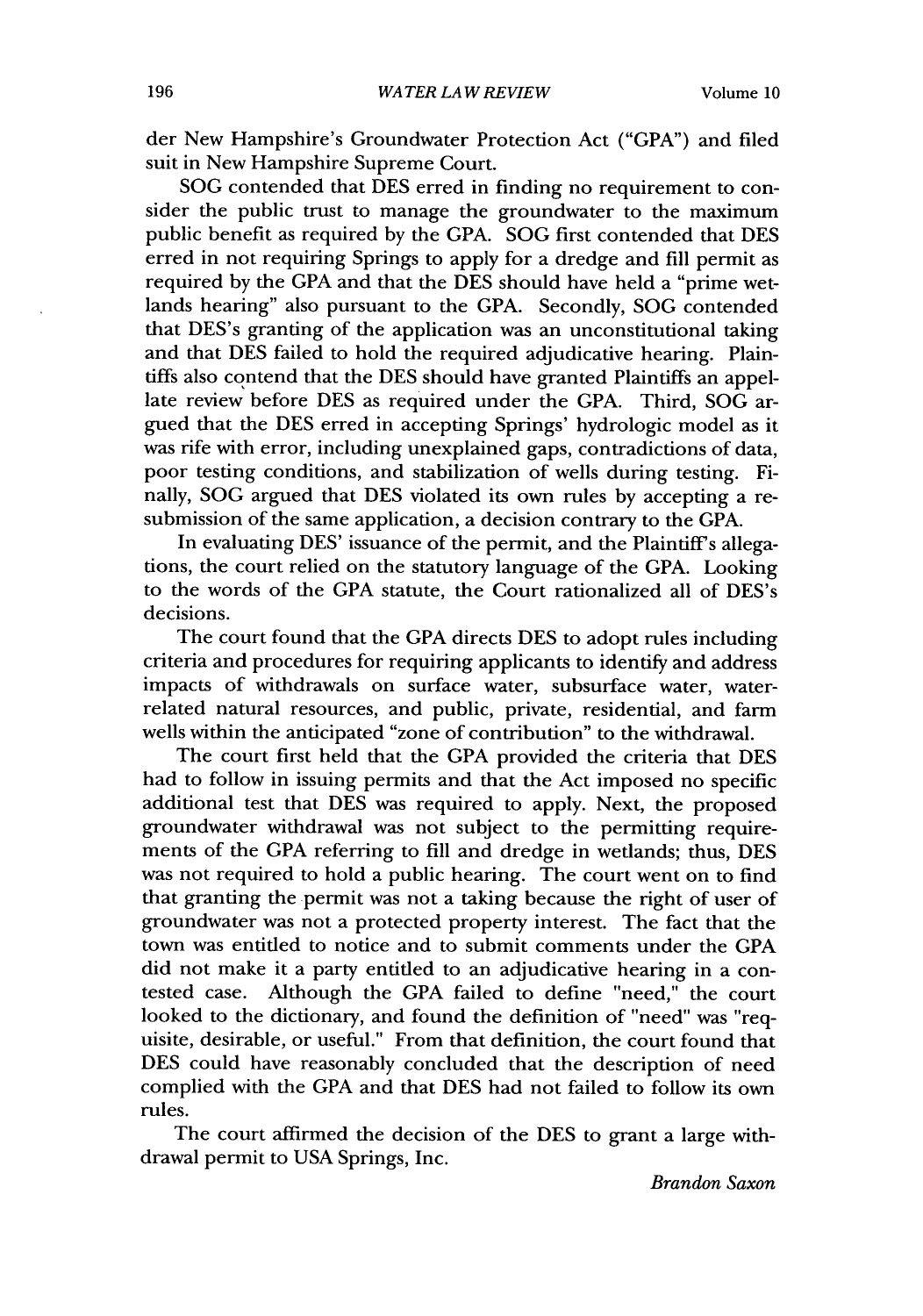der New Hampshire's Groundwater Protection Act ("GPA") and filed suit in New Hampshire Supreme Court.

SOG contended that DES erred in finding no requirement to consider the public trust to manage the groundwater to the maximum public benefit as required by the GPA. SOG first contended that DES erred in not requiring Springs to apply for a dredge and fill permit as required by the GPA and that the DES should have held a "prime wetlands hearing" also pursuant to the GPA. Secondly, SOG contended that DES's granting of the application was an unconstitutional taking and that DES failed to hold the required adjudicative hearing. Plaintiffs also contend that the DES should have granted Plaintiffs an appellate review before DES as required under the GPA. Third, SOG argued that the DES erred in accepting Springs' hydrologic model as it was rife with error, including unexplained gaps, contradictions of data, poor testing conditions, and stabilization of wells during testing. Finally, SOG argued that DES violated its own rules by accepting a resubmission of the same application, a decision contrary to the GPA.

In evaluating DES' issuance of the permit, and the Plaintiff's allegations, the court relied on the statutory language of the GPA. Looking to the words of the GPA statute, the Court rationalized all of DES's decisions.

The court found that the GPA directs DES to adopt rules including criteria and procedures for requiring applicants to identify and address impacts of withdrawals on surface water, subsurface water, water-related natural resources, and public, private, residential, and farm wells within the anticipated "zone of contribution" to the withdrawal.

The court first held that the GPA provided the criteria that DES had to follow in issuing permits and that the Act imposed no specific additional test that DES was required to apply. Next, the proposed groundwater withdrawal was not subject to the permitting requirements of the GPA referring to fill and dredge in wetlands; thus, DES was not required to hold a public hearing. The court went on to find that granting the permit was not a taking because the right of user of groundwater was not a protected property interest. The fact that the town was entitled to notice and to submit comments under the GPA did not make it a party entitled to an adjudicative hearing in a contested case. Although the GPA failed to define "need," the court looked to the dictionary, and found the definition of "need" was "requisite, desirable, or useful." From that definition, the court found that DES could have reasonably concluded that the description of need complied with the GPA and that DES had not failed to follow its own rules.

The court affirmed the decision of the DES to grant a large withdrawal permit to USA Springs, Inc.

*Brandon Saxon*